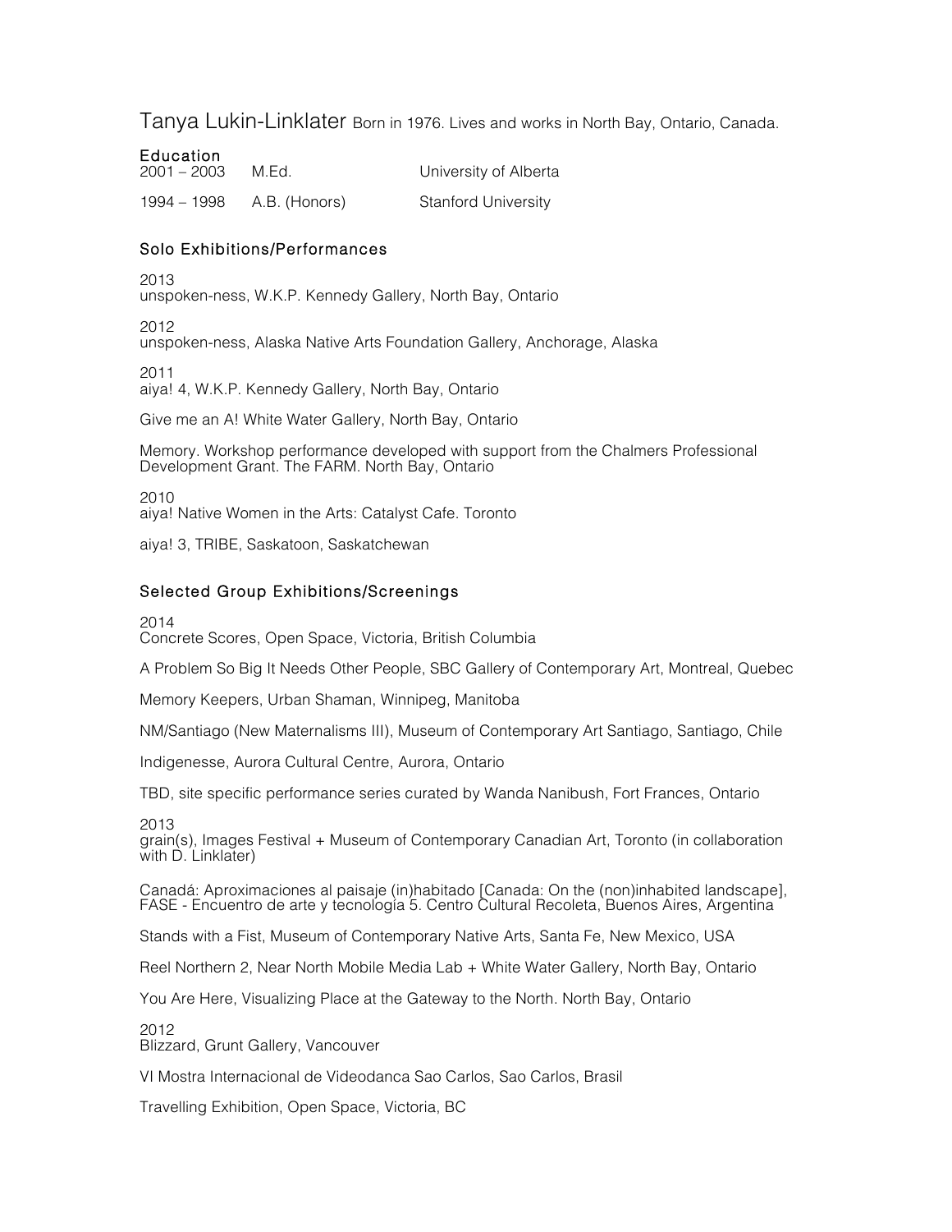# Tanya Lukin-Linklater Born in 1976. Lives and works in North Bay, Ontario, Canada.

## Education

| | | |
|---|---|---|
| 2001 – 2003 | M.Ed. | University of Alberta |
| 1994 – 1998 | A.B. (Honors) | Stanford University |

## Solo Exhibitions/Performances

2013
unspoken-ness, W.K.P. Kennedy Gallery, North Bay, Ontario

2012
unspoken-ness, Alaska Native Arts Foundation Gallery, Anchorage, Alaska

2011
aiya! 4, W.K.P. Kennedy Gallery, North Bay, Ontario

Give me an A! White Water Gallery, North Bay, Ontario

Memory. Workshop performance developed with support from the Chalmers Professional Development Grant. The FARM. North Bay, Ontario

2010
aiya! Native Women in the Arts: Catalyst Cafe. Toronto

aiya! 3, TRIBE, Saskatoon, Saskatchewan

## Selected Group Exhibitions/Screenings

2014
Concrete Scores, Open Space, Victoria, British Columbia

A Problem So Big It Needs Other People, SBC Gallery of Contemporary Art, Montreal, Quebec

Memory Keepers, Urban Shaman, Winnipeg, Manitoba

NM/Santiago (New Maternalisms III), Museum of Contemporary Art Santiago, Santiago, Chile

Indigenesse, Aurora Cultural Centre, Aurora, Ontario

TBD, site specific performance series curated by Wanda Nanibush, Fort Frances, Ontario

2013
grain(s), Images Festival + Museum of Contemporary Canadian Art, Toronto (in collaboration with D. Linklater)

Canadá: Aproximaciones al paisaje (in)habitado [Canada: On the (non)inhabited landscape], FASE - Encuentro de arte y tecnología 5. Centro Cultural Recoleta, Buenos Aires, Argentina

Stands with a Fist, Museum of Contemporary Native Arts, Santa Fe, New Mexico, USA

Reel Northern 2, Near North Mobile Media Lab + White Water Gallery, North Bay, Ontario

You Are Here, Visualizing Place at the Gateway to the North. North Bay, Ontario

2012
Blizzard, Grunt Gallery, Vancouver

VI Mostra Internacional de Videodanca Sao Carlos, Sao Carlos, Brasil

Travelling Exhibition, Open Space, Victoria, BC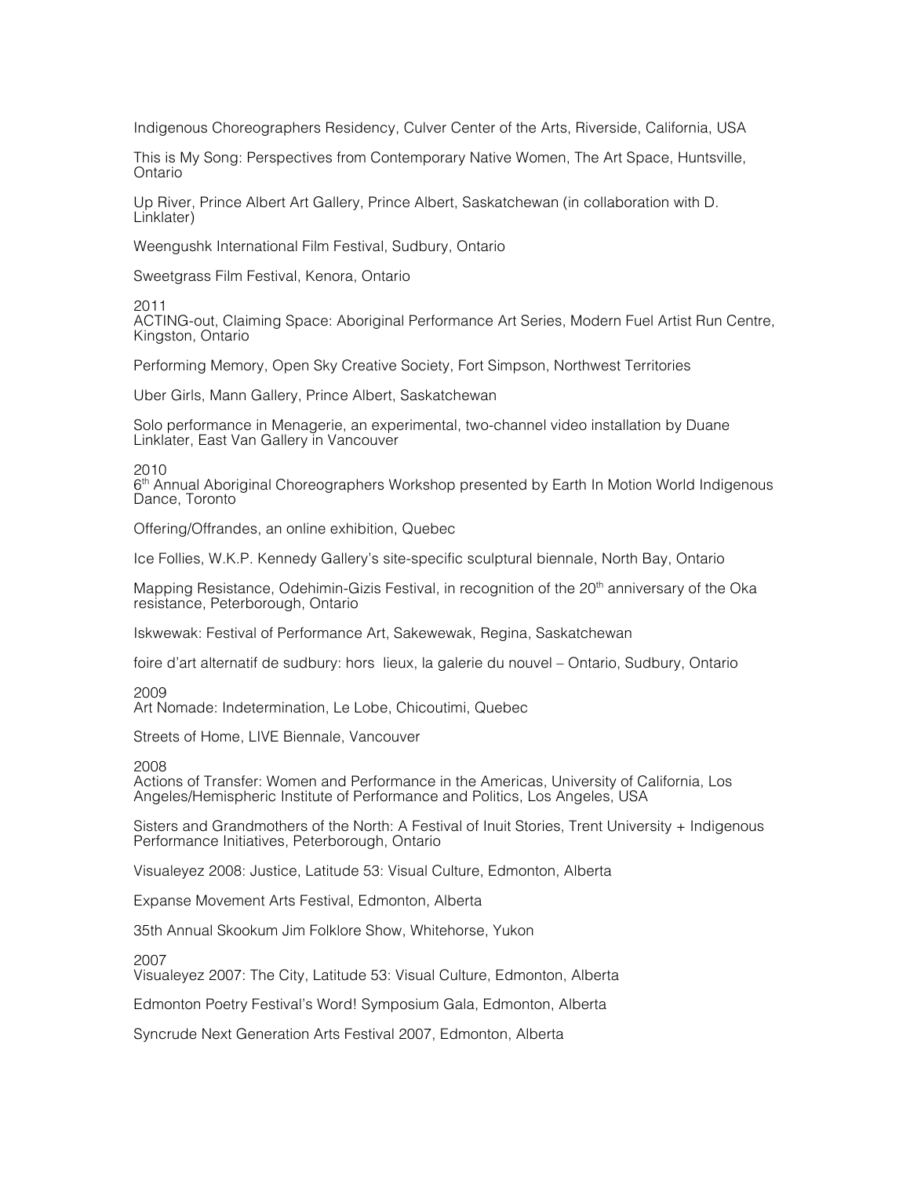Indigenous Choreographers Residency, Culver Center of the Arts, Riverside, California, USA

This is My Song: Perspectives from Contemporary Native Women, The Art Space, Huntsville, Ontario

Up River, Prince Albert Art Gallery, Prince Albert, Saskatchewan (in collaboration with D. Linklater)

Weengushk International Film Festival, Sudbury, Ontario

Sweetgrass Film Festival, Kenora, Ontario

2011

ACTING-out, Claiming Space: Aboriginal Performance Art Series, Modern Fuel Artist Run Centre, Kingston, Ontario

Performing Memory, Open Sky Creative Society, Fort Simpson, Northwest Territories

Uber Girls, Mann Gallery, Prince Albert, Saskatchewan

Solo performance in Menagerie, an experimental, two-channel video installation by Duane Linklater, East Van Gallery in Vancouver

2010

6th Annual Aboriginal Choreographers Workshop presented by Earth In Motion World Indigenous Dance, Toronto

Offering/Offrandes, an online exhibition, Quebec

Ice Follies, W.K.P. Kennedy Gallery's site-specific sculptural biennale, North Bay, Ontario

Mapping Resistance, Odehimin-Gizis Festival, in recognition of the 20th anniversary of the Oka resistance, Peterborough, Ontario

Iskwewak: Festival of Performance Art, Sakewewak, Regina, Saskatchewan

foire d'art alternatif de sudbury: hors lieux, la galerie du nouvel – Ontario, Sudbury, Ontario

2009

Art Nomade: Indetermination, Le Lobe, Chicoutimi, Quebec

Streets of Home, LIVE Biennale, Vancouver

2008

Actions of Transfer: Women and Performance in the Americas, University of California, Los Angeles/Hemispheric Institute of Performance and Politics, Los Angeles, USA

Sisters and Grandmothers of the North: A Festival of Inuit Stories, Trent University + Indigenous Performance Initiatives, Peterborough, Ontario

Visualeyez 2008: Justice, Latitude 53: Visual Culture, Edmonton, Alberta

Expanse Movement Arts Festival, Edmonton, Alberta

35th Annual Skookum Jim Folklore Show, Whitehorse, Yukon

2007

Visualeyez 2007: The City, Latitude 53: Visual Culture, Edmonton, Alberta

Edmonton Poetry Festival's Word! Symposium Gala, Edmonton, Alberta

Syncrude Next Generation Arts Festival 2007, Edmonton, Alberta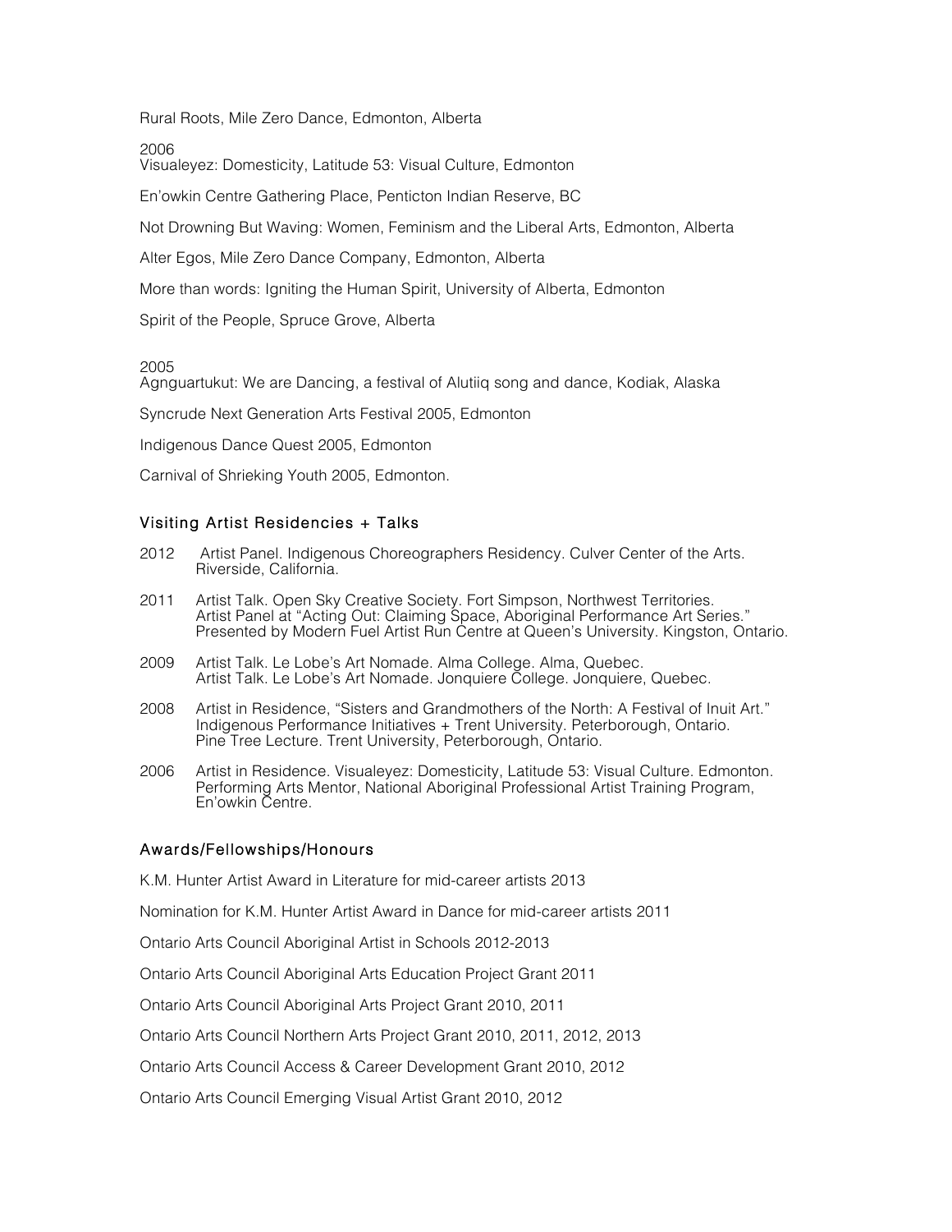Rural Roots, Mile Zero Dance, Edmonton, Alberta

2006

Visualeyez: Domesticity, Latitude 53: Visual Culture, Edmonton

En'owkin Centre Gathering Place, Penticton Indian Reserve, BC

Not Drowning But Waving: Women, Feminism and the Liberal Arts, Edmonton, Alberta

Alter Egos, Mile Zero Dance Company, Edmonton, Alberta

More than words: Igniting the Human Spirit, University of Alberta, Edmonton

Spirit of the People, Spruce Grove, Alberta

2005

Agnguartukut: We are Dancing, a festival of Alutiiq song and dance, Kodiak, Alaska

Syncrude Next Generation Arts Festival 2005, Edmonton

Indigenous Dance Quest 2005, Edmonton

Carnival of Shrieking Youth 2005, Edmonton.

## Visiting Artist Residencies + Talks

2012 Artist Panel. Indigenous Choreographers Residency. Culver Center of the Arts. Riverside, California.

2011 Artist Talk. Open Sky Creative Society. Fort Simpson, Northwest Territories.
Artist Panel at "Acting Out: Claiming Space, Aboriginal Performance Art Series." Presented by Modern Fuel Artist Run Centre at Queen's University. Kingston, Ontario.

2009 Artist Talk. Le Lobe's Art Nomade. Alma College. Alma, Quebec.
Artist Talk. Le Lobe's Art Nomade. Jonquiere College. Jonquiere, Quebec.

2008 Artist in Residence, "Sisters and Grandmothers of the North: A Festival of Inuit Art." Indigenous Performance Initiatives + Trent University. Peterborough, Ontario.
Pine Tree Lecture. Trent University, Peterborough, Ontario.

2006 Artist in Residence. Visualeyez: Domesticity, Latitude 53: Visual Culture. Edmonton.
Performing Arts Mentor, National Aboriginal Professional Artist Training Program, En'owkin Centre.

## Awards/Fellowships/Honours

K.M. Hunter Artist Award in Literature for mid-career artists 2013

Nomination for K.M. Hunter Artist Award in Dance for mid-career artists 2011

Ontario Arts Council Aboriginal Artist in Schools 2012-2013

Ontario Arts Council Aboriginal Arts Education Project Grant 2011

Ontario Arts Council Aboriginal Arts Project Grant 2010, 2011

Ontario Arts Council Northern Arts Project Grant 2010, 2011, 2012, 2013

Ontario Arts Council Access & Career Development Grant 2010, 2012

Ontario Arts Council Emerging Visual Artist Grant 2010, 2012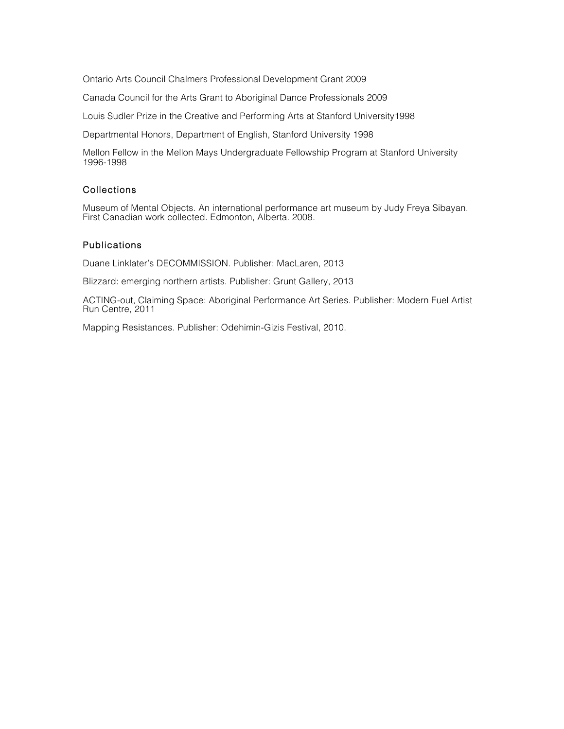Ontario Arts Council Chalmers Professional Development Grant 2009

Canada Council for the Arts Grant to Aboriginal Dance Professionals 2009

Louis Sudler Prize in the Creative and Performing Arts at Stanford University1998

Departmental Honors, Department of English, Stanford University 1998

Mellon Fellow in the Mellon Mays Undergraduate Fellowship Program at Stanford University 1996-1998

## Collections

Museum of Mental Objects. An international performance art museum by Judy Freya Sibayan. First Canadian work collected. Edmonton, Alberta. 2008.

## Publications

Duane Linklater's DECOMMISSION. Publisher: MacLaren, 2013

Blizzard: emerging northern artists. Publisher: Grunt Gallery, 2013

ACTING-out, Claiming Space: Aboriginal Performance Art Series. Publisher: Modern Fuel Artist Run Centre, 2011

Mapping Resistances. Publisher: Odehimin-Gizis Festival, 2010.